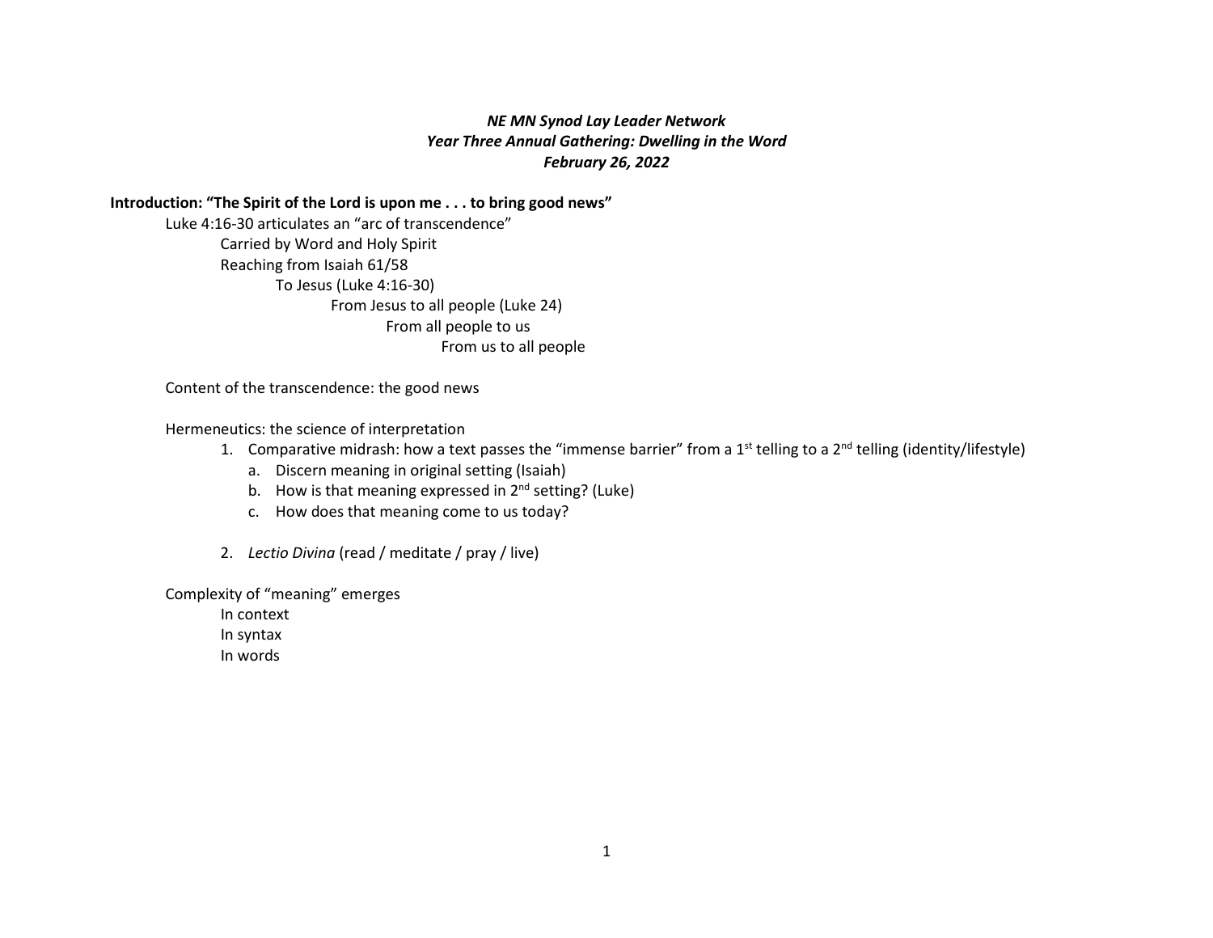***NE MN Synod Lay Leader Network***
***Year Three Annual Gathering: Dwelling in the Word***
***February 26, 2022***

**Introduction: "The Spirit of the Lord is upon me . . . to bring good news"**

Luke 4:16-30 articulates an "arc of transcendence"
- Carried by Word and Holy Spirit
- Reaching from Isaiah 61/58
  - To Jesus (Luke 4:16-30)
    - From Jesus to all people (Luke 24)
      - From all people to us
        - From us to all people

Content of the transcendence: the good news

Hermeneutics: the science of interpretation

1. Comparative midrash: how a text passes the "immense barrier" from a 1st telling to a 2nd telling (identity/lifestyle)
   a. Discern meaning in original setting (Isaiah)
   b. How is that meaning expressed in 2nd setting? (Luke)
   c. How does that meaning come to us today?

2. *Lectio Divina* (read / meditate / pray / live)

Complexity of "meaning" emerges
- In context
- In syntax
- In words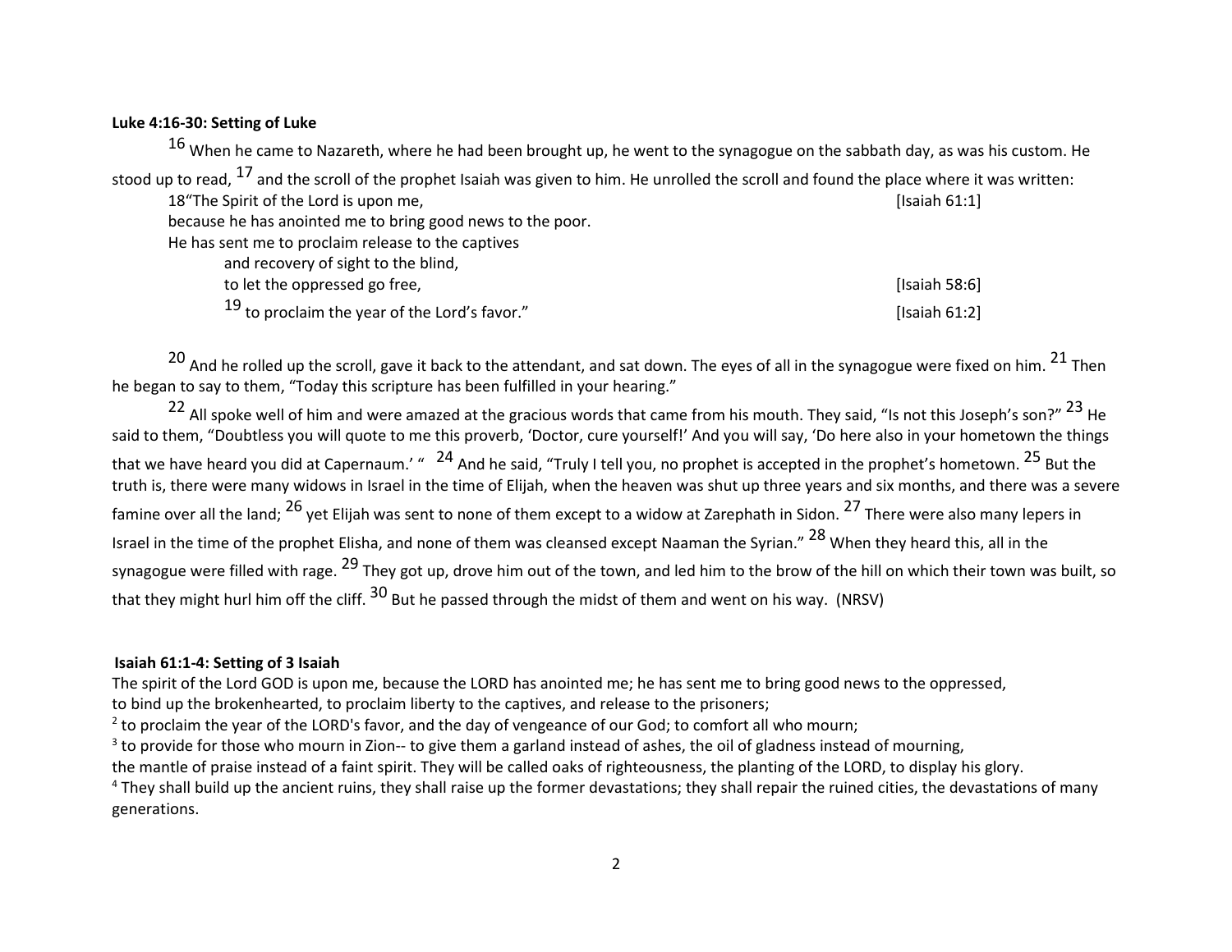**Luke 4:16-30: Setting of Luke**

[16] When he came to Nazareth, where he had been brought up, he went to the synagogue on the sabbath day, as was his custom. He stood up to read, [17] and the scroll of the prophet Isaiah was given to him. He unrolled the scroll and found the place where it was written:

> 18"The Spirit of the Lord is upon me, [Isaiah 61:1]
> because he has anointed me to bring good news to the poor.
> He has sent me to proclaim release to the captives
> and recovery of sight to the blind,
> to let the oppressed go free, [Isaiah 58:6]
> [19] to proclaim the year of the Lord's favor." [Isaiah 61:2]

[20] And he rolled up the scroll, gave it back to the attendant, and sat down. The eyes of all in the synagogue were fixed on him. [21] Then he began to say to them, "Today this scripture has been fulfilled in your hearing."

[22] All spoke well of him and were amazed at the gracious words that came from his mouth. They said, "Is not this Joseph's son?" [23] He said to them, "Doubtless you will quote to me this proverb, 'Doctor, cure yourself!' And you will say, 'Do here also in your hometown the things that we have heard you did at Capernaum.' " [24] And he said, "Truly I tell you, no prophet is accepted in the prophet's hometown. [25] But the truth is, there were many widows in Israel in the time of Elijah, when the heaven was shut up three years and six months, and there was a severe famine over all the land; [26] yet Elijah was sent to none of them except to a widow at Zarephath in Sidon. [27] There were also many lepers in Israel in the time of the prophet Elisha, and none of them was cleansed except Naaman the Syrian." [28] When they heard this, all in the synagogue were filled with rage. [29] They got up, drove him out of the town, and led him to the brow of the hill on which their town was built, so that they might hurl him off the cliff. [30] But he passed through the midst of them and went on his way. (NRSV)

**Isaiah 61:1-4: Setting of 3 Isaiah**

The spirit of the Lord GOD is upon me, because the LORD has anointed me; he has sent me to bring good news to the oppressed,
to bind up the brokenhearted, to proclaim liberty to the captives, and release to the prisoners;
[2] to proclaim the year of the LORD's favor, and the day of vengeance of our God; to comfort all who mourn;
[3] to provide for those who mourn in Zion-- to give them a garland instead of ashes, the oil of gladness instead of mourning,
the mantle of praise instead of a faint spirit. They will be called oaks of righteousness, the planting of the LORD, to display his glory.
[4] They shall build up the ancient ruins, they shall raise up the former devastations; they shall repair the ruined cities, the devastations of many generations.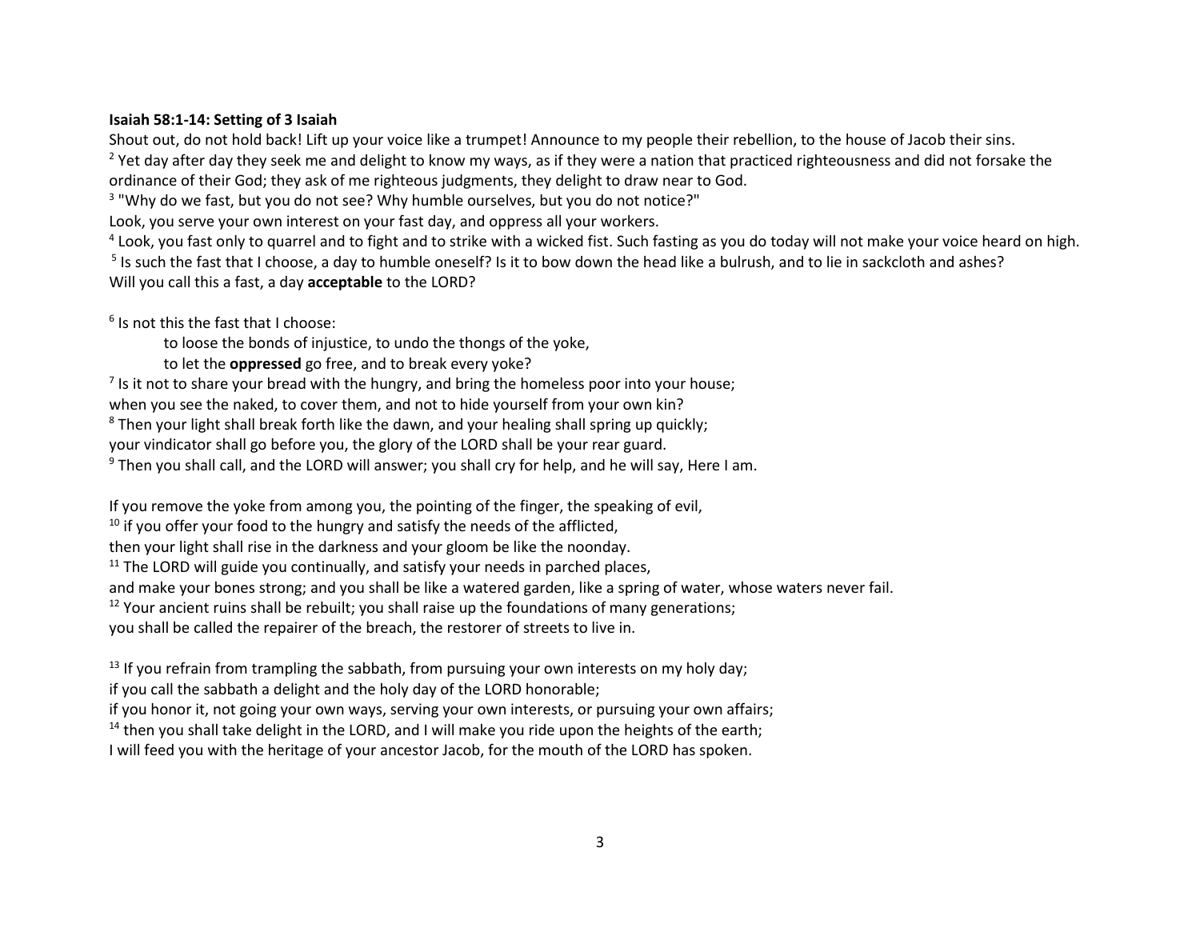**Isaiah 58:1-14: Setting of 3 Isaiah**

Shout out, do not hold back! Lift up your voice like a trumpet! Announce to my people their rebellion, to the house of Jacob their sins.
[2] Yet day after day they seek me and delight to know my ways, as if they were a nation that practiced righteousness and did not forsake the ordinance of their God; they ask of me righteous judgments, they delight to draw near to God.
[3] "Why do we fast, but you do not see? Why humble ourselves, but you do not notice?"
Look, you serve your own interest on your fast day, and oppress all your workers.
[4] Look, you fast only to quarrel and to fight and to strike with a wicked fist. Such fasting as you do today will not make your voice heard on high.
[5] Is such the fast that I choose, a day to humble oneself? Is it to bow down the head like a bulrush, and to lie in sackcloth and ashes?
Will you call this a fast, a day **acceptable** to the LORD?

[6] Is not this the fast that I choose:
    to loose the bonds of injustice, to undo the thongs of the yoke,
    to let the **oppressed** go free, and to break every yoke?
[7] Is it not to share your bread with the hungry, and bring the homeless poor into your house;
when you see the naked, to cover them, and not to hide yourself from your own kin?
[8] Then your light shall break forth like the dawn, and your healing shall spring up quickly;
your vindicator shall go before you, the glory of the LORD shall be your rear guard.
[9] Then you shall call, and the LORD will answer; you shall cry for help, and he will say, Here I am.

If you remove the yoke from among you, the pointing of the finger, the speaking of evil,
[10] if you offer your food to the hungry and satisfy the needs of the afflicted,
then your light shall rise in the darkness and your gloom be like the noonday.
[11] The LORD will guide you continually, and satisfy your needs in parched places,
and make your bones strong; and you shall be like a watered garden, like a spring of water, whose waters never fail.
[12] Your ancient ruins shall be rebuilt; you shall raise up the foundations of many generations;
you shall be called the repairer of the breach, the restorer of streets to live in.

[13] If you refrain from trampling the sabbath, from pursuing your own interests on my holy day;
if you call the sabbath a delight and the holy day of the LORD honorable;
if you honor it, not going your own ways, serving your own interests, or pursuing your own affairs;
[14] then you shall take delight in the LORD, and I will make you ride upon the heights of the earth;
I will feed you with the heritage of your ancestor Jacob, for the mouth of the LORD has spoken.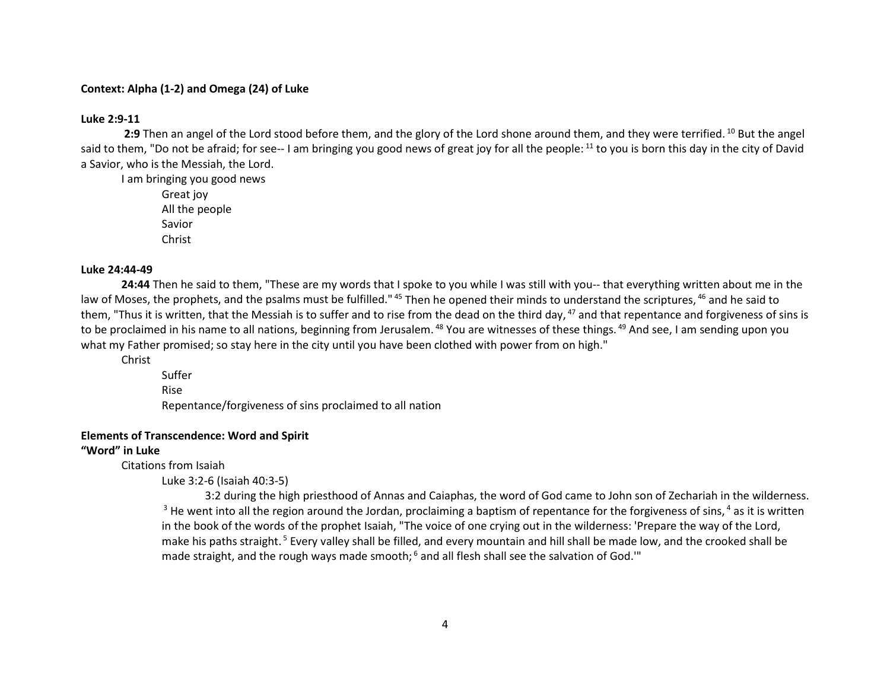**Context: Alpha (1-2) and Omega (24) of Luke**

**Luke 2:9-11**

**2:9** Then an angel of the Lord stood before them, and the glory of the Lord shone around them, and they were terrified. [10] But the angel said to them, "Do not be afraid; for see-- I am bringing you good news of great joy for all the people: [11] to you is born this day in the city of David a Savior, who is the Messiah, the Lord.

- I am bringing you good news
  - Great joy
  - All the people
  - Savior
  - Christ

**Luke 24:44-49**

**24:44** Then he said to them, "These are my words that I spoke to you while I was still with you-- that everything written about me in the law of Moses, the prophets, and the psalms must be fulfilled." [45] Then he opened their minds to understand the scriptures, [46] and he said to them, "Thus it is written, that the Messiah is to suffer and to rise from the dead on the third day, [47] and that repentance and forgiveness of sins is to be proclaimed in his name to all nations, beginning from Jerusalem. [48] You are witnesses of these things. [49] And see, I am sending upon you what my Father promised; so stay here in the city until you have been clothed with power from on high."

- Christ
  - Suffer
  - Rise
  - Repentance/forgiveness of sins proclaimed to all nation

**Elements of Transcendence: Word and Spirit**

**"Word" in Luke**

- Citations from Isaiah
  - Luke 3:2-6 (Isaiah 40:3-5)

    3:2 during the high priesthood of Annas and Caiaphas, the word of God came to John son of Zechariah in the wilderness. [3] He went into all the region around the Jordan, proclaiming a baptism of repentance for the forgiveness of sins, [4] as it is written in the book of the words of the prophet Isaiah, "The voice of one crying out in the wilderness: 'Prepare the way of the Lord, make his paths straight. [5] Every valley shall be filled, and every mountain and hill shall be made low, and the crooked shall be made straight, and the rough ways made smooth; [6] and all flesh shall see the salvation of God.'"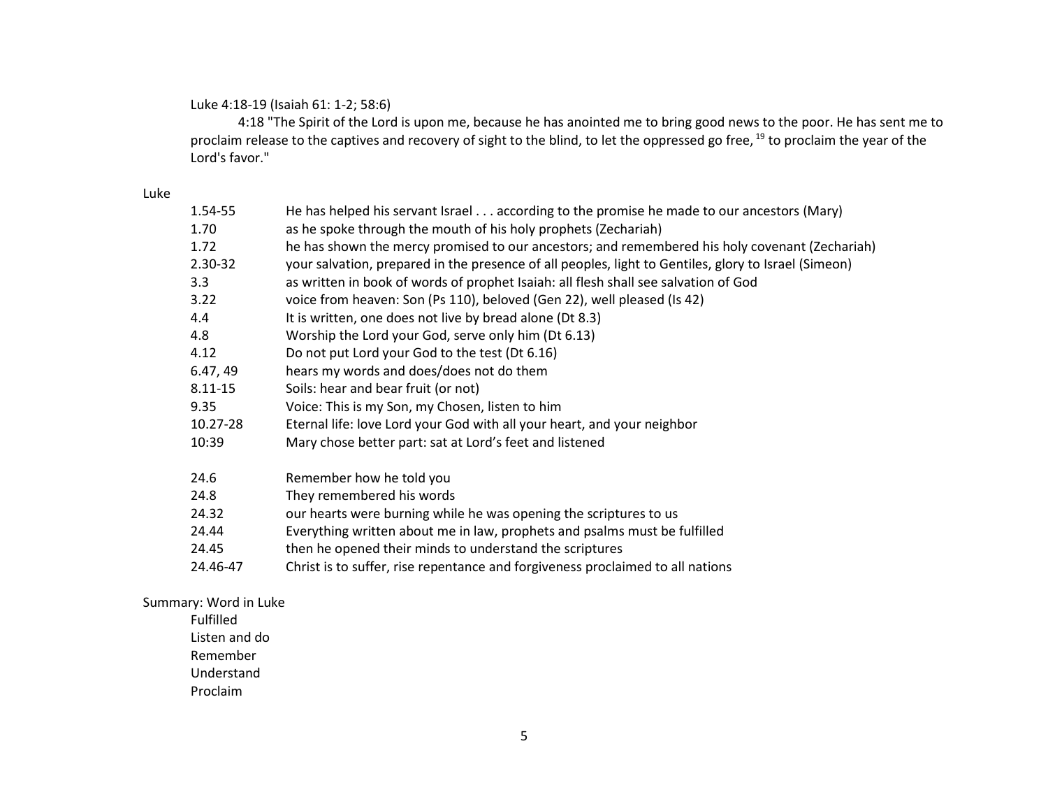Luke 4:18-19 (Isaiah 61: 1-2; 58:6)

4:18 "The Spirit of the Lord is upon me, because he has anointed me to bring good news to the poor. He has sent me to proclaim release to the captives and recovery of sight to the blind, to let the oppressed go free, [19] to proclaim the year of the Lord's favor."

Luke

| | |
|---|---|
| 1.54-55 | He has helped his servant Israel . . . according to the promise he made to our ancestors (Mary) |
| 1.70 | as he spoke through the mouth of his holy prophets (Zechariah) |
| 1.72 | he has shown the mercy promised to our ancestors; and remembered his holy covenant (Zechariah) |
| 2.30-32 | your salvation, prepared in the presence of all peoples, light to Gentiles, glory to Israel (Simeon) |
| 3.3 | as written in book of words of prophet Isaiah: all flesh shall see salvation of God |
| 3.22 | voice from heaven: Son (Ps 110), beloved (Gen 22), well pleased (Is 42) |
| 4.4 | It is written, one does not live by bread alone (Dt 8.3) |
| 4.8 | Worship the Lord your God, serve only him (Dt 6.13) |
| 4.12 | Do not put Lord your God to the test (Dt 6.16) |
| 6.47, 49 | hears my words and does/does not do them |
| 8.11-15 | Soils: hear and bear fruit (or not) |
| 9.35 | Voice: This is my Son, my Chosen, listen to him |
| 10.27-28 | Eternal life: love Lord your God with all your heart, and your neighbor |
| 10:39 | Mary chose better part: sat at Lord's feet and listened |
| | |
| 24.6 | Remember how he told you |
| 24.8 | They remembered his words |
| 24.32 | our hearts were burning while he was opening the scriptures to us |
| 24.44 | Everything written about me in law, prophets and psalms must be fulfilled |
| 24.45 | then he opened their minds to understand the scriptures |
| 24.46-47 | Christ is to suffer, rise repentance and forgiveness proclaimed to all nations |

Summary: Word in Luke

- Fulfilled
- Listen and do
- Remember
- Understand
- Proclaim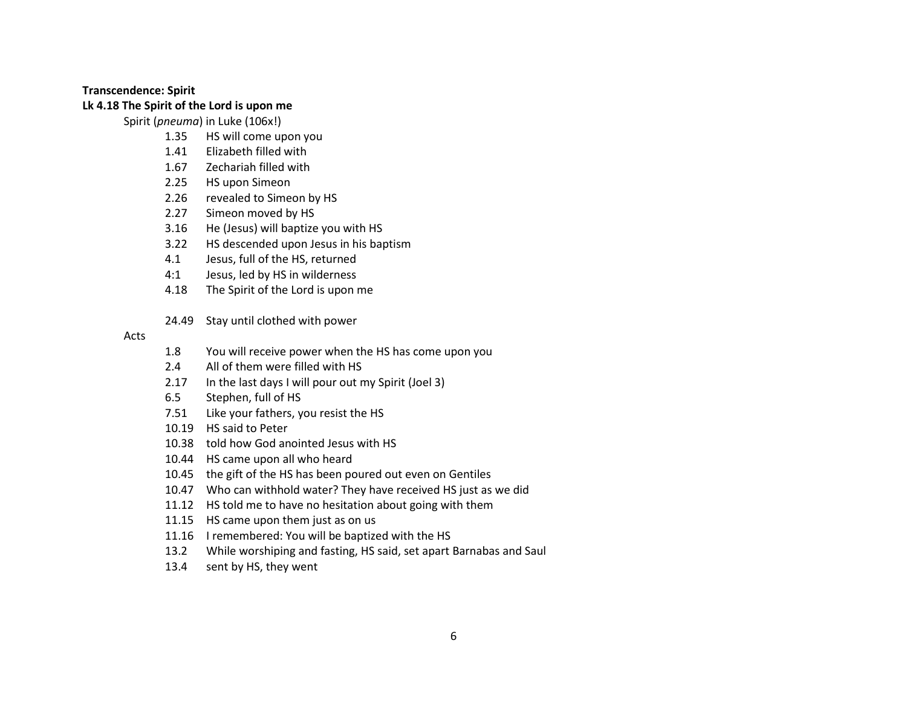**Transcendence: Spirit**

**Lk 4.18 The Spirit of the Lord is upon me**

Spirit (*pneuma*) in Luke (106x!)

- 1.35 HS will come upon you
- 1.41 Elizabeth filled with
- 1.67 Zechariah filled with
- 2.25 HS upon Simeon
- 2.26 revealed to Simeon by HS
- 2.27 Simeon moved by HS
- 3.16 He (Jesus) will baptize you with HS
- 3.22 HS descended upon Jesus in his baptism
- 4.1 Jesus, full of the HS, returned
- 4:1 Jesus, led by HS in wilderness
- 4.18 The Spirit of the Lord is upon me

- 24.49 Stay until clothed with power

Acts

- 1.8 You will receive power when the HS has come upon you
- 2.4 All of them were filled with HS
- 2.17 In the last days I will pour out my Spirit (Joel 3)
- 6.5 Stephen, full of HS
- 7.51 Like your fathers, you resist the HS
- 10.19 HS said to Peter
- 10.38 told how God anointed Jesus with HS
- 10.44 HS came upon all who heard
- 10.45 the gift of the HS has been poured out even on Gentiles
- 10.47 Who can withhold water? They have received HS just as we did
- 11.12 HS told me to have no hesitation about going with them
- 11.15 HS came upon them just as on us
- 11.16 I remembered: You will be baptized with the HS
- 13.2 While worshiping and fasting, HS said, set apart Barnabas and Saul
- 13.4 sent by HS, they went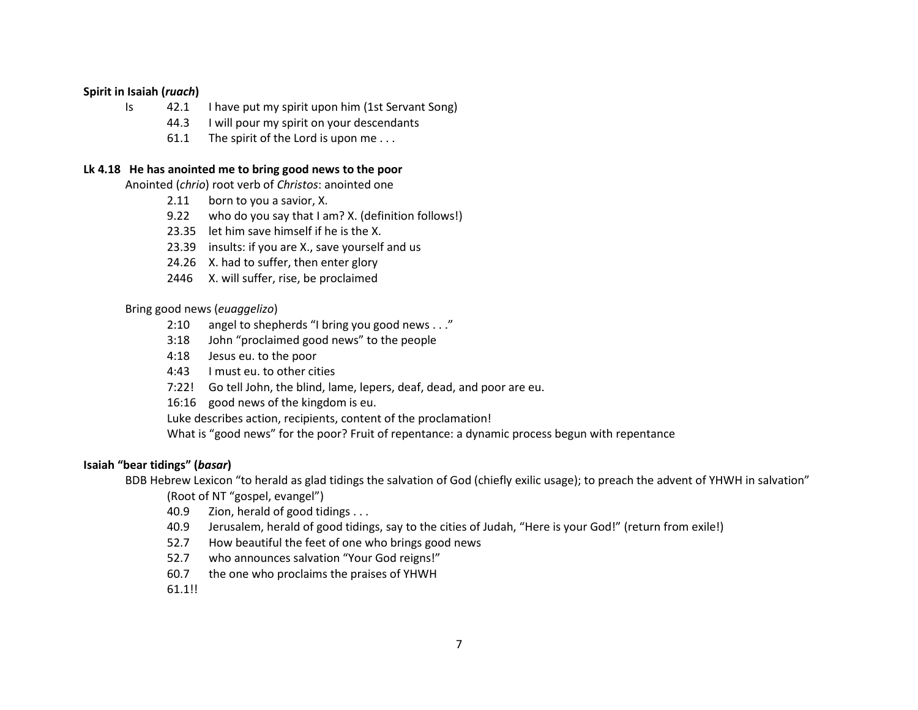**Spirit in Isaiah (*ruach*)**

Is 42.1 I have put my spirit upon him (1st Servant Song)
44.3 I will pour my spirit on your descendants
61.1 The spirit of the Lord is upon me . . .

**Lk 4.18 He has anointed me to bring good news to the poor**

Anointed (*chrio*) root verb of *Christos*: anointed one

- 2.11 born to you a savior, X.
- 9.22 who do you say that I am? X. (definition follows!)
- 23.35 let him save himself if he is the X.
- 23.39 insults: if you are X., save yourself and us
- 24.26 X. had to suffer, then enter glory
- 2446 X. will suffer, rise, be proclaimed

Bring good news (*euaggelizo*)

- 2:10 angel to shepherds "I bring you good news . . ."
- 3:18 John "proclaimed good news" to the people
- 4:18 Jesus eu. to the poor
- 4:43 I must eu. to other cities
- 7:22! Go tell John, the blind, lame, lepers, deaf, dead, and poor are eu.
- 16:16 good news of the kingdom is eu.

Luke describes action, recipients, content of the proclamation!

What is "good news" for the poor? Fruit of repentance: a dynamic process begun with repentance

**Isaiah "bear tidings" (*basar*)**

BDB Hebrew Lexicon "to herald as glad tidings the salvation of God (chiefly exilic usage); to preach the advent of YHWH in salvation" (Root of NT "gospel, evangel")

- 40.9 Zion, herald of good tidings . . .
- 40.9 Jerusalem, herald of good tidings, say to the cities of Judah, "Here is your God!" (return from exile!)
- 52.7 How beautiful the feet of one who brings good news
- 52.7 who announces salvation "Your God reigns!"
- 60.7 the one who proclaims the praises of YHWH
- 61.1!!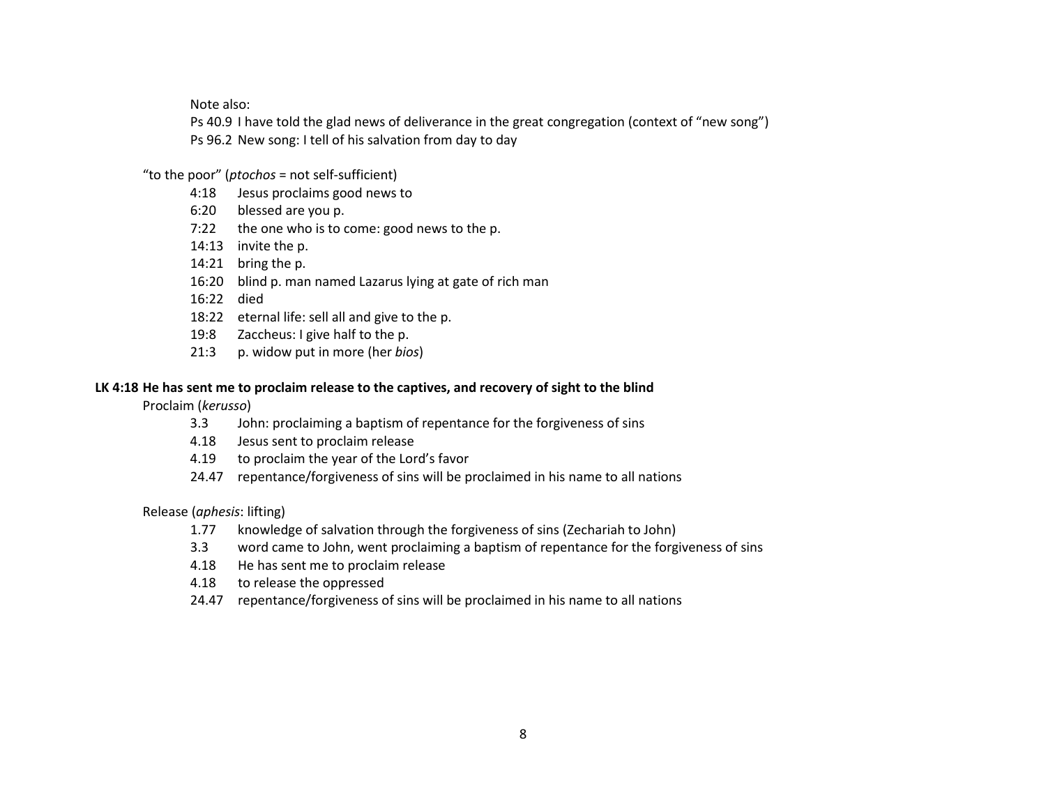Note also:

Ps 40.9 I have told the glad news of deliverance in the great congregation (context of "new song")

Ps 96.2 New song: I tell of his salvation from day to day

"to the poor" (*ptochos* = not self-sufficient)

- 4:18 Jesus proclaims good news to
- 6:20 blessed are you p.
- 7:22 the one who is to come: good news to the p.
- 14:13 invite the p.
- 14:21 bring the p.
- 16:20 blind p. man named Lazarus lying at gate of rich man
- 16:22 died
- 18:22 eternal life: sell all and give to the p.
- 19:8 Zaccheus: I give half to the p.
- 21:3 p. widow put in more (her *bios*)

**LK 4:18 He has sent me to proclaim release to the captives, and recovery of sight to the blind**

Proclaim (*kerusso*)

- 3.3 John: proclaiming a baptism of repentance for the forgiveness of sins
- 4.18 Jesus sent to proclaim release
- 4.19 to proclaim the year of the Lord's favor
- 24.47 repentance/forgiveness of sins will be proclaimed in his name to all nations

Release (*aphesis*: lifting)

- 1.77 knowledge of salvation through the forgiveness of sins (Zechariah to John)
- 3.3 word came to John, went proclaiming a baptism of repentance for the forgiveness of sins
- 4.18 He has sent me to proclaim release
- 4.18 to release the oppressed
- 24.47 repentance/forgiveness of sins will be proclaimed in his name to all nations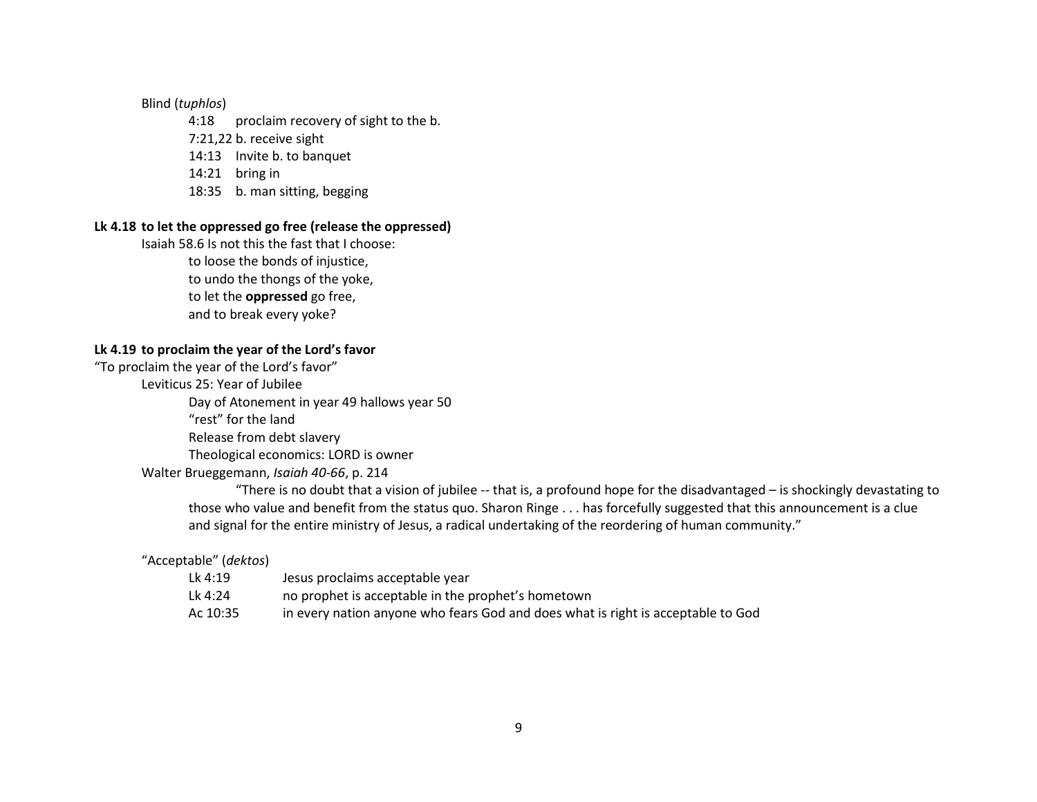Blind (*tuphlos*)

4:18 proclaim recovery of sight to the b.
7:21,22 b. receive sight
14:13 Invite b. to banquet
14:21 bring in
18:35 b. man sitting, begging

**Lk 4.18 to let the oppressed go free (release the oppressed)**

Isaiah 58.6 Is not this the fast that I choose:
to loose the bonds of injustice,
to undo the thongs of the yoke,
to let the **oppressed** go free,
and to break every yoke?

**Lk 4.19 to proclaim the year of the Lord's favor**

"To proclaim the year of the Lord's favor"

Leviticus 25: Year of Jubilee
Day of Atonement in year 49 hallows year 50
"rest" for the land
Release from debt slavery
Theological economics: LORD is owner

Walter Brueggemann, *Isaiah 40-66*, p. 214

"There is no doubt that a vision of jubilee -- that is, a profound hope for the disadvantaged – is shockingly devastating to those who value and benefit from the status quo. Sharon Ringe . . . has forcefully suggested that this announcement is a clue and signal for the entire ministry of Jesus, a radical undertaking of the reordering of human community."

"Acceptable" (*dektos*)

Lk 4:19 Jesus proclaims acceptable year
Lk 4:24 no prophet is acceptable in the prophet's hometown
Ac 10:35 in every nation anyone who fears God and does what is right is acceptable to God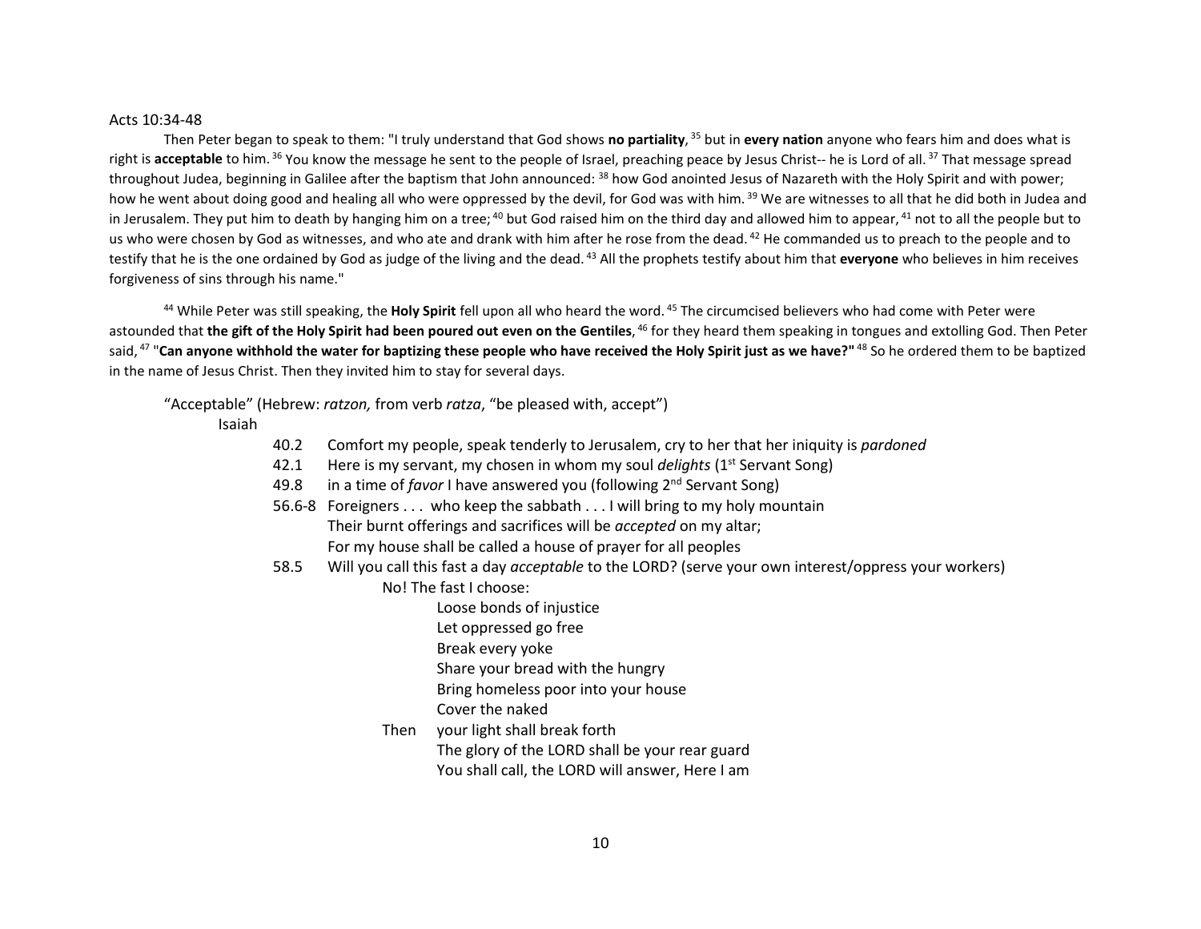Acts 10:34-48

Then Peter began to speak to them: "I truly understand that God shows **no partiality**, [35] but in **every nation** anyone who fears him and does what is right is **acceptable** to him. [36] You know the message he sent to the people of Israel, preaching peace by Jesus Christ-- he is Lord of all. [37] That message spread throughout Judea, beginning in Galilee after the baptism that John announced: [38] how God anointed Jesus of Nazareth with the Holy Spirit and with power; how he went about doing good and healing all who were oppressed by the devil, for God was with him. [39] We are witnesses to all that he did both in Judea and in Jerusalem. They put him to death by hanging him on a tree; [40] but God raised him on the third day and allowed him to appear, [41] not to all the people but to us who were chosen by God as witnesses, and who ate and drank with him after he rose from the dead. [42] He commanded us to preach to the people and to testify that he is the one ordained by God as judge of the living and the dead. [43] All the prophets testify about him that **everyone** who believes in him receives forgiveness of sins through his name."

[44] While Peter was still speaking, the **Holy Spirit** fell upon all who heard the word. [45] The circumcised believers who had come with Peter were astounded that **the gift of the Holy Spirit had been poured out even on the Gentiles**, [46] for they heard them speaking in tongues and extolling God. Then Peter said, [47] "**Can anyone withhold the water for baptizing these people who have received the Holy Spirit just as we have?"** [48] So he ordered them to be baptized in the name of Jesus Christ. Then they invited him to stay for several days.

"Acceptable" (Hebrew: *ratzon,* from verb *ratza*, "be pleased with, accept")

Isaiah

- 40.2 Comfort my people, speak tenderly to Jerusalem, cry to her that her iniquity is *pardoned*
- 42.1 Here is my servant, my chosen in whom my soul *delights* (1st Servant Song)
- 49.8 in a time of *favor* I have answered you (following 2nd Servant Song)
- 56.6-8 Foreigners . . . who keep the sabbath . . . I will bring to my holy mountain
  Their burnt offerings and sacrifices will be *accepted* on my altar;
  For my house shall be called a house of prayer for all peoples
- 58.5 Will you call this fast a day *acceptable* to the LORD? (serve your own interest/oppress your workers)
  - No! The fast I choose:
    - Loose bonds of injustice
    - Let oppressed go free
    - Break every yoke
    - Share your bread with the hungry
    - Bring homeless poor into your house
    - Cover the naked
  - Then your light shall break forth
    - The glory of the LORD shall be your rear guard
    - You shall call, the LORD will answer, Here I am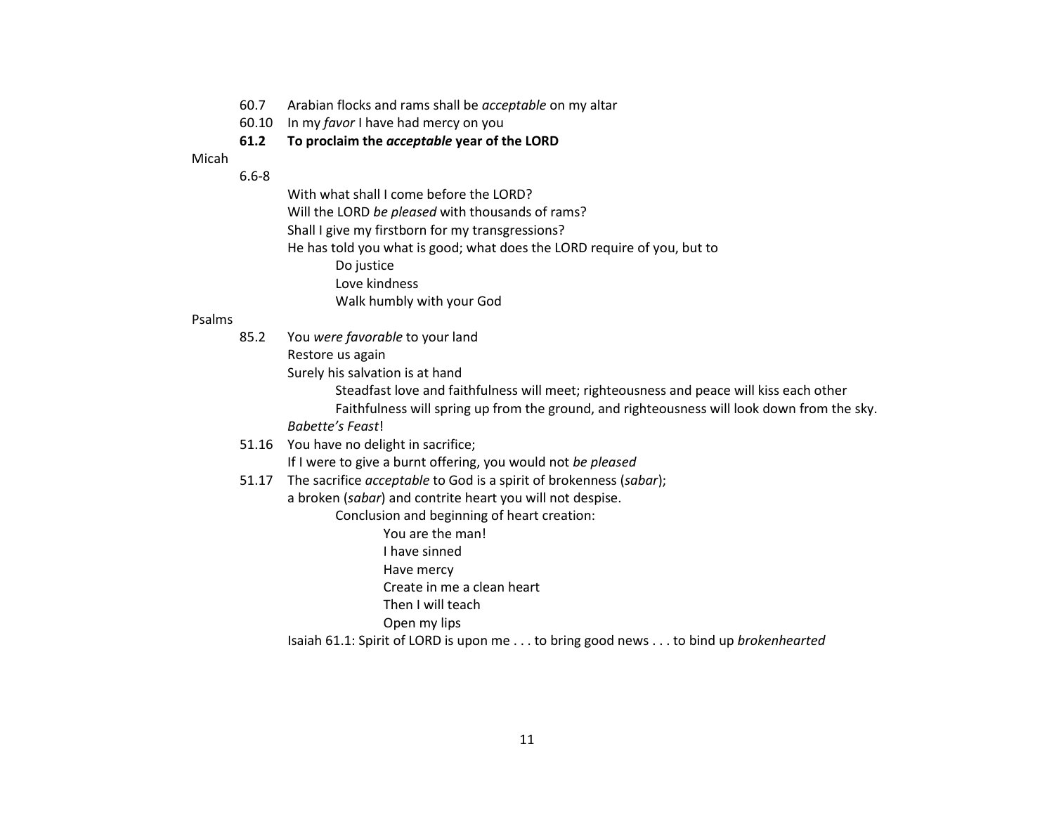60.7 Arabian flocks and rams shall be *acceptable* on my altar

60.10 In my *favor* I have had mercy on you

**61.2 To proclaim the *acceptable* year of the LORD**

Micah

6.6-8

- With what shall I come before the LORD?
- Will the LORD *be pleased* with thousands of rams?
- Shall I give my firstborn for my transgressions?
- He has told you what is good; what does the LORD require of you, but to
  - Do justice
  - Love kindness
  - Walk humbly with your God

Psalms

85.2 You *were favorable* to your land

- Restore us again
- Surely his salvation is at hand
  - Steadfast love and faithfulness will meet; righteousness and peace will kiss each other
  - Faithfulness will spring up from the ground, and righteousness will look down from the sky.
- *Babette's Feast*!

51.16 You have no delight in sacrifice;

- If I were to give a burnt offering, you would not *be pleased*

51.17 The sacrifice *acceptable* to God is a spirit of brokenness (*sabar*);

- a broken (*sabar*) and contrite heart you will not despise.
  - Conclusion and beginning of heart creation:
    - You are the man!
    - I have sinned
    - Have mercy
    - Create in me a clean heart
    - Then I will teach
    - Open my lips
- Isaiah 61.1: Spirit of LORD is upon me . . . to bring good news . . . to bind up *brokenhearted*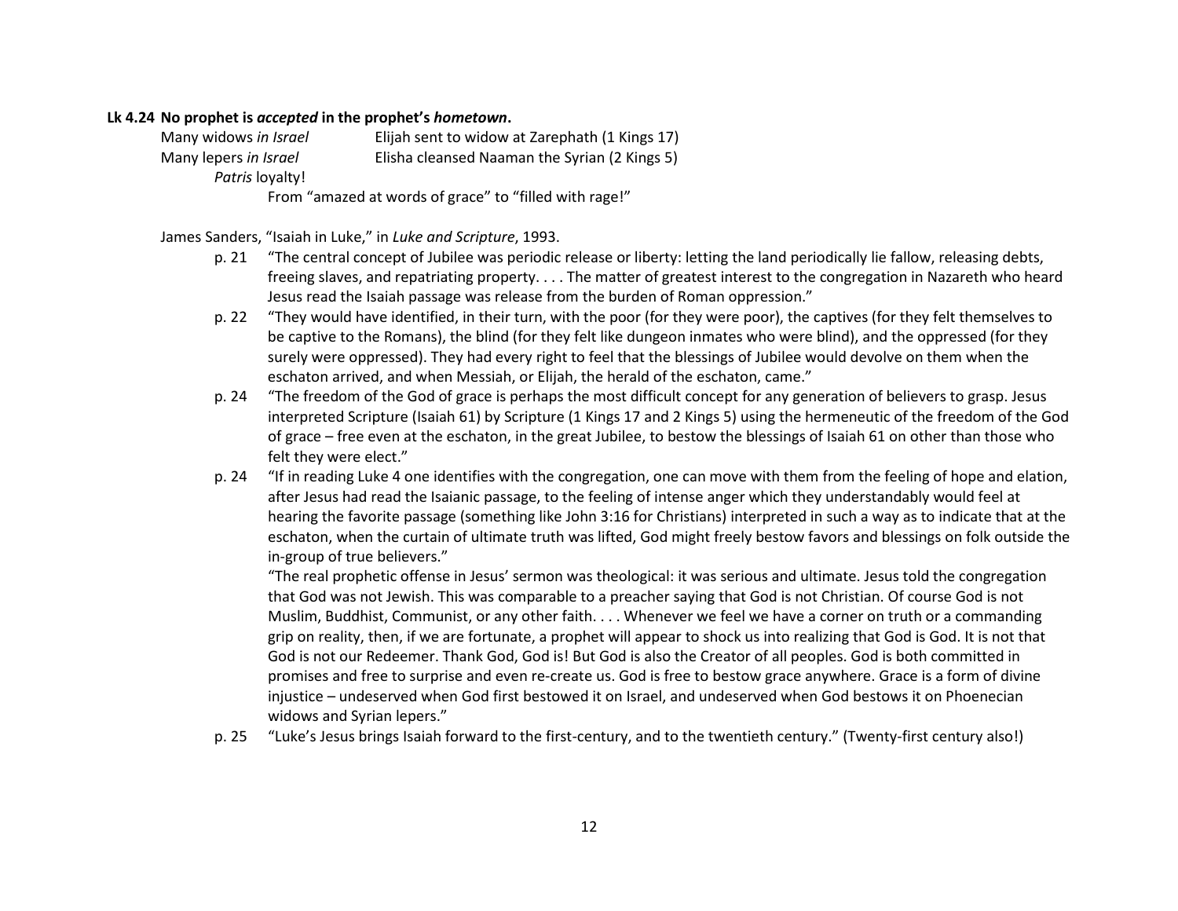**Lk 4.24 No prophet is *accepted* in the prophet's *hometown*.**

Many widows *in Israel* — Elijah sent to widow at Zarephath (1 Kings 17)

Many lepers *in Israel* — Elisha cleansed Naaman the Syrian (2 Kings 5)

*Patris* loyalty!

From "amazed at words of grace" to "filled with rage!"

James Sanders, "Isaiah in Luke," in *Luke and Scripture*, 1993.

- p. 21 "The central concept of Jubilee was periodic release or liberty: letting the land periodically lie fallow, releasing debts, freeing slaves, and repatriating property. . . . The matter of greatest interest to the congregation in Nazareth who heard Jesus read the Isaiah passage was release from the burden of Roman oppression."
- p. 22 "They would have identified, in their turn, with the poor (for they were poor), the captives (for they felt themselves to be captive to the Romans), the blind (for they felt like dungeon inmates who were blind), and the oppressed (for they surely were oppressed). They had every right to feel that the blessings of Jubilee would devolve on them when the eschaton arrived, and when Messiah, or Elijah, the herald of the eschaton, came."
- p. 24 "The freedom of the God of grace is perhaps the most difficult concept for any generation of believers to grasp. Jesus interpreted Scripture (Isaiah 61) by Scripture (1 Kings 17 and 2 Kings 5) using the hermeneutic of the freedom of the God of grace – free even at the eschaton, in the great Jubilee, to bestow the blessings of Isaiah 61 on other than those who felt they were elect."
- p. 24 "If in reading Luke 4 one identifies with the congregation, one can move with them from the feeling of hope and elation, after Jesus had read the Isaianic passage, to the feeling of intense anger which they understandably would feel at hearing the favorite passage (something like John 3:16 for Christians) interpreted in such a way as to indicate that at the eschaton, when the curtain of ultimate truth was lifted, God might freely bestow favors and blessings on folk outside the in-group of true believers."

  "The real prophetic offense in Jesus' sermon was theological: it was serious and ultimate. Jesus told the congregation that God was not Jewish. This was comparable to a preacher saying that God is not Christian. Of course God is not Muslim, Buddhist, Communist, or any other faith. . . . Whenever we feel we have a corner on truth or a commanding grip on reality, then, if we are fortunate, a prophet will appear to shock us into realizing that God is God. It is not that God is not our Redeemer. Thank God, God is! But God is also the Creator of all peoples. God is both committed in promises and free to surprise and even re-create us. God is free to bestow grace anywhere. Grace is a form of divine injustice – undeserved when God first bestowed it on Israel, and undeserved when God bestows it on Phoenecian widows and Syrian lepers."
- p. 25 "Luke's Jesus brings Isaiah forward to the first-century, and to the twentieth century." (Twenty-first century also!)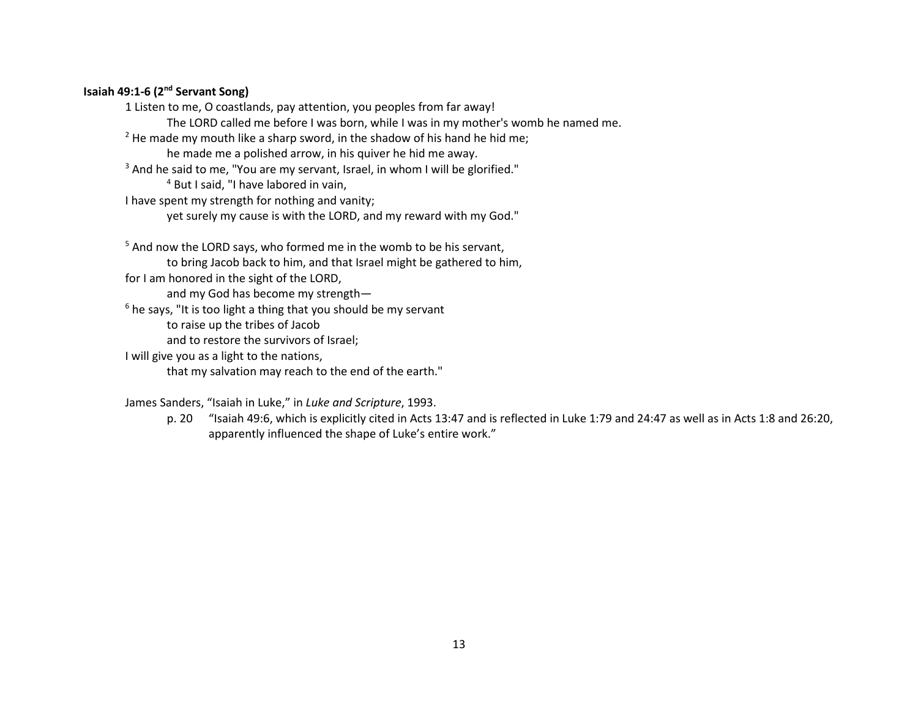**Isaiah 49:1-6 (2nd Servant Song)**

1 Listen to me, O coastlands, pay attention, you peoples from far away!
The LORD called me before I was born, while I was in my mother's womb he named me.
[2] He made my mouth like a sharp sword, in the shadow of his hand he hid me;
he made me a polished arrow, in his quiver he hid me away.
[3] And he said to me, "You are my servant, Israel, in whom I will be glorified."
[4] But I said, "I have labored in vain,
I have spent my strength for nothing and vanity;
yet surely my cause is with the LORD, and my reward with my God."

[5] And now the LORD says, who formed me in the womb to be his servant,
to bring Jacob back to him, and that Israel might be gathered to him,
for I am honored in the sight of the LORD,
and my God has become my strength—
[6] he says, "It is too light a thing that you should be my servant
to raise up the tribes of Jacob
and to restore the survivors of Israel;
I will give you as a light to the nations,
that my salvation may reach to the end of the earth."

James Sanders, "Isaiah in Luke," in *Luke and Scripture*, 1993.

p. 20 "Isaiah 49:6, which is explicitly cited in Acts 13:47 and is reflected in Luke 1:79 and 24:47 as well as in Acts 1:8 and 26:20, apparently influenced the shape of Luke's entire work."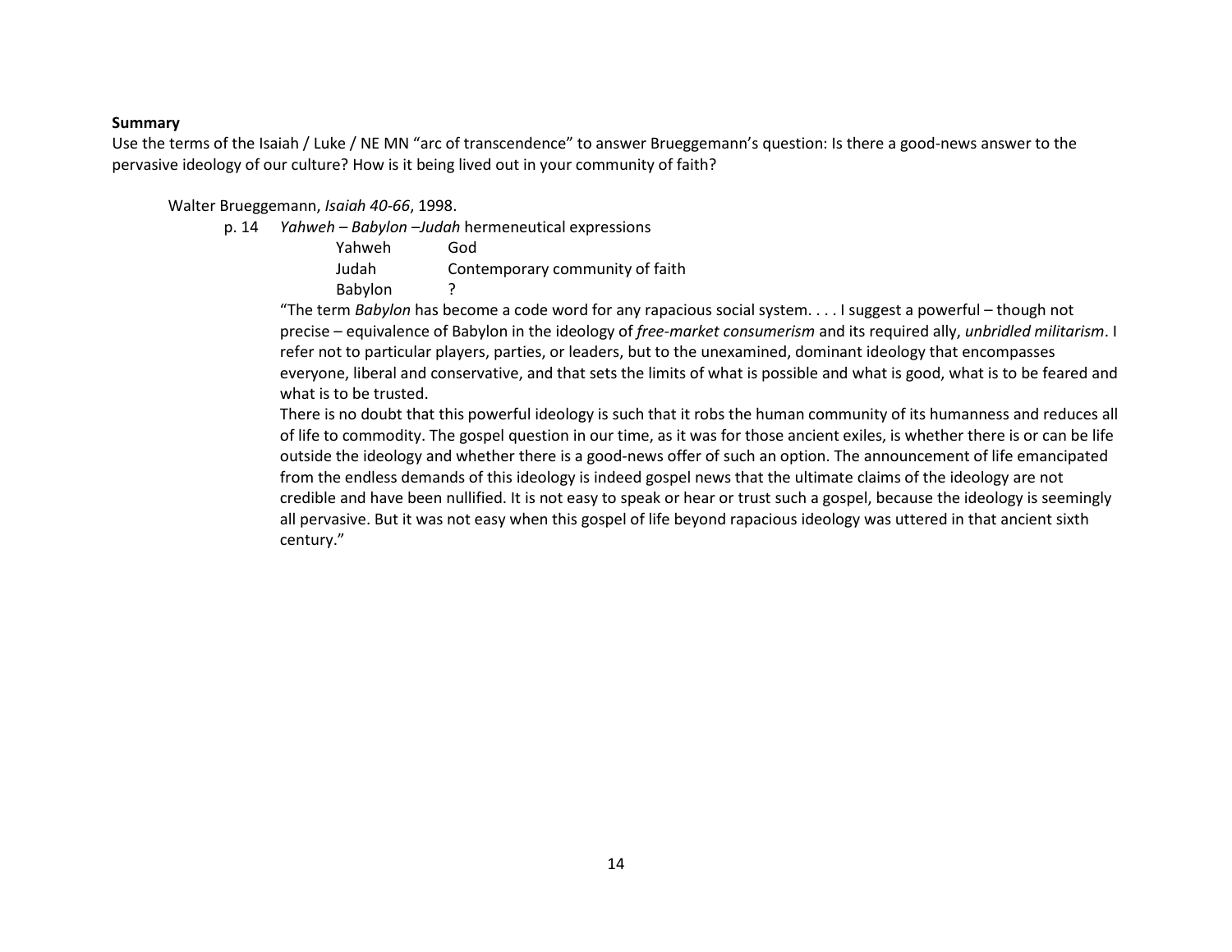**Summary**

Use the terms of the Isaiah / Luke / NE MN "arc of transcendence" to answer Brueggemann's question: Is there a good-news answer to the pervasive ideology of our culture? How is it being lived out in your community of faith?

Walter Brueggemann, *Isaiah 40-66*, 1998.

p. 14 *Yahweh – Babylon –Judah* hermeneutical expressions

| | |
|---|---|
| Yahweh | God |
| Judah | Contemporary community of faith |
| Babylon | ? |

"The term *Babylon* has become a code word for any rapacious social system. . . . I suggest a powerful – though not precise – equivalence of Babylon in the ideology of *free-market consumerism* and its required ally, *unbridled militarism*. I refer not to particular players, parties, or leaders, but to the unexamined, dominant ideology that encompasses everyone, liberal and conservative, and that sets the limits of what is possible and what is good, what is to be feared and what is to be trusted.

There is no doubt that this powerful ideology is such that it robs the human community of its humanness and reduces all of life to commodity. The gospel question in our time, as it was for those ancient exiles, is whether there is or can be life outside the ideology and whether there is a good-news offer of such an option. The announcement of life emancipated from the endless demands of this ideology is indeed gospel news that the ultimate claims of the ideology are not credible and have been nullified. It is not easy to speak or hear or trust such a gospel, because the ideology is seemingly all pervasive. But it was not easy when this gospel of life beyond rapacious ideology was uttered in that ancient sixth century."